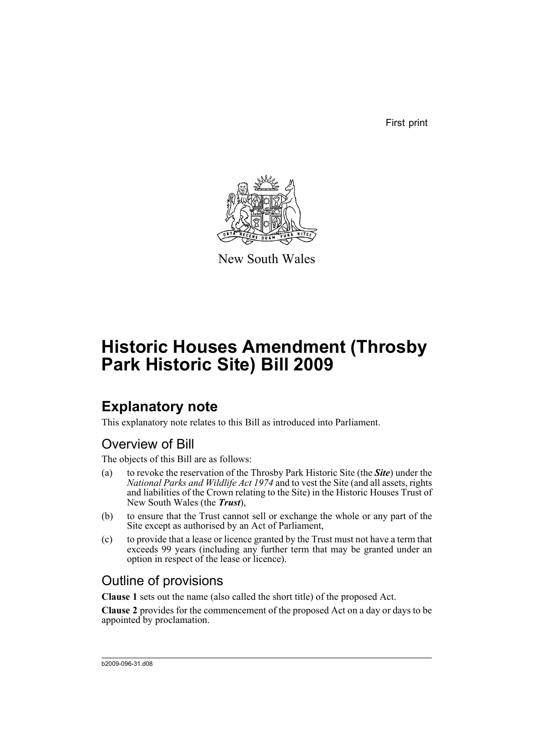First print

New South Wales

# Historic Houses Amendment (Throsby Park Historic Site) Bill 2009

## Explanatory note

This explanatory note relates to this Bill as introduced into Parliament.

### Overview of Bill

The objects of this Bill are as follows:

(a) to revoke the reservation of the Throsby Park Historic Site (the ***Site***) under the *National Parks and Wildlife Act 1974* and to vest the Site (and all assets, rights and liabilities of the Crown relating to the Site) in the Historic Houses Trust of New South Wales (the ***Trust***),

(b) to ensure that the Trust cannot sell or exchange the whole or any part of the Site except as authorised by an Act of Parliament,

(c) to provide that a lease or licence granted by the Trust must not have a term that exceeds 99 years (including any further term that may be granted under an option in respect of the lease or licence).

### Outline of provisions

**Clause 1** sets out the name (also called the short title) of the proposed Act.

**Clause 2** provides for the commencement of the proposed Act on a day or days to be appointed by proclamation.

b2009-096-31.d08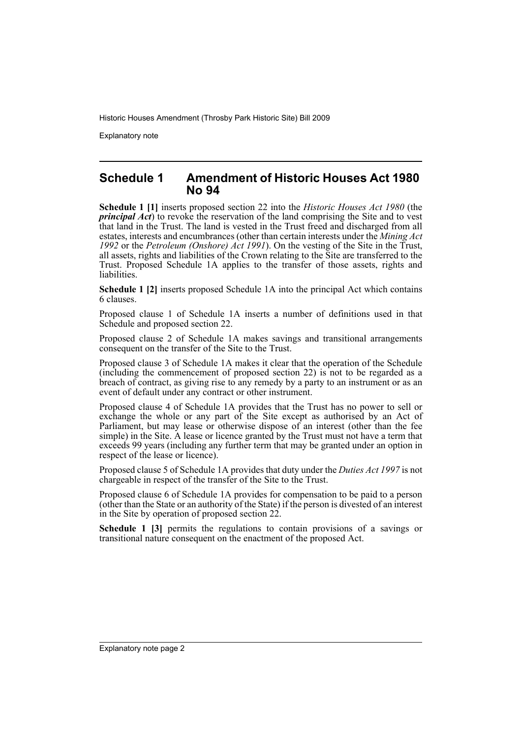## Schedule 1 Amendment of Historic Houses Act 1980 No 94

**Schedule 1 [1]** inserts proposed section 22 into the *Historic Houses Act 1980* (the ***principal Act***) to revoke the reservation of the land comprising the Site and to vest that land in the Trust. The land is vested in the Trust freed and discharged from all estates, interests and encumbrances (other than certain interests under the *Mining Act 1992* or the *Petroleum (Onshore) Act 1991*). On the vesting of the Site in the Trust, all assets, rights and liabilities of the Crown relating to the Site are transferred to the Trust. Proposed Schedule 1A applies to the transfer of those assets, rights and liabilities.

**Schedule 1 [2]** inserts proposed Schedule 1A into the principal Act which contains 6 clauses.

Proposed clause 1 of Schedule 1A inserts a number of definitions used in that Schedule and proposed section 22.

Proposed clause 2 of Schedule 1A makes savings and transitional arrangements consequent on the transfer of the Site to the Trust.

Proposed clause 3 of Schedule 1A makes it clear that the operation of the Schedule (including the commencement of proposed section 22) is not to be regarded as a breach of contract, as giving rise to any remedy by a party to an instrument or as an event of default under any contract or other instrument.

Proposed clause 4 of Schedule 1A provides that the Trust has no power to sell or exchange the whole or any part of the Site except as authorised by an Act of Parliament, but may lease or otherwise dispose of an interest (other than the fee simple) in the Site. A lease or licence granted by the Trust must not have a term that exceeds 99 years (including any further term that may be granted under an option in respect of the lease or licence).

Proposed clause 5 of Schedule 1A provides that duty under the *Duties Act 1997* is not chargeable in respect of the transfer of the Site to the Trust.

Proposed clause 6 of Schedule 1A provides for compensation to be paid to a person (other than the State or an authority of the State) if the person is divested of an interest in the Site by operation of proposed section 22.

**Schedule 1 [3]** permits the regulations to contain provisions of a savings or transitional nature consequent on the enactment of the proposed Act.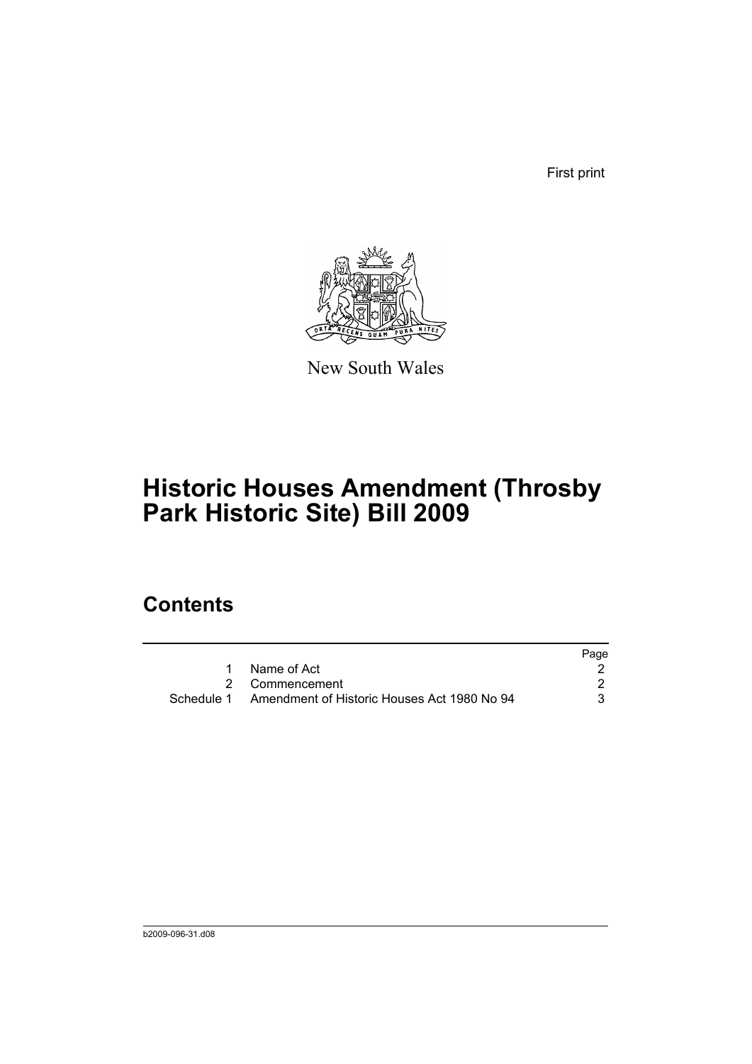First print

New South Wales

# Historic Houses Amendment (Throsby Park Historic Site) Bill 2009

## Contents

| | | Page |
|---|---|---|
| 1 | Name of Act | 2 |
| 2 | Commencement | 2 |
| Schedule 1 | Amendment of Historic Houses Act 1980 No 94 | 3 |

b2009-096-31.d08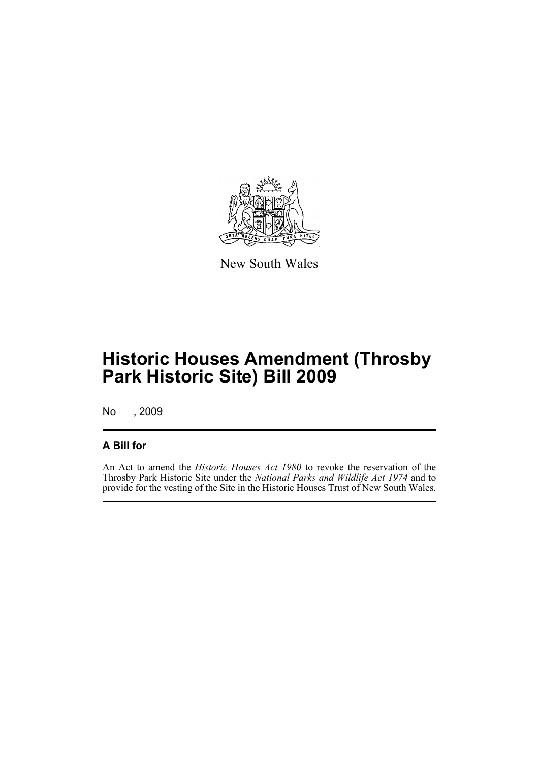New South Wales

# Historic Houses Amendment (Throsby Park Historic Site) Bill 2009

No , 2009

## A Bill for

An Act to amend the *Historic Houses Act 1980* to revoke the reservation of the Throsby Park Historic Site under the *National Parks and Wildlife Act 1974* and to provide for the vesting of the Site in the Historic Houses Trust of New South Wales.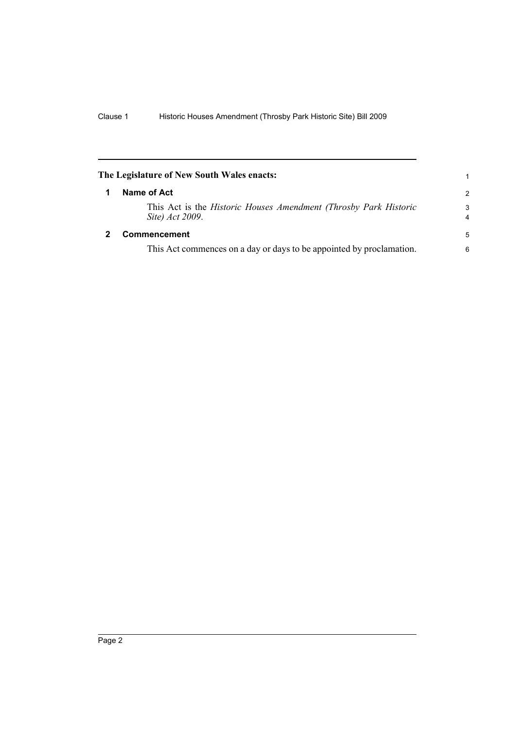**The Legislature of New South Wales enacts:**

## 1 Name of Act

This Act is the *Historic Houses Amendment (Throsby Park Historic Site) Act 2009*.

## 2 Commencement

This Act commences on a day or days to be appointed by proclamation.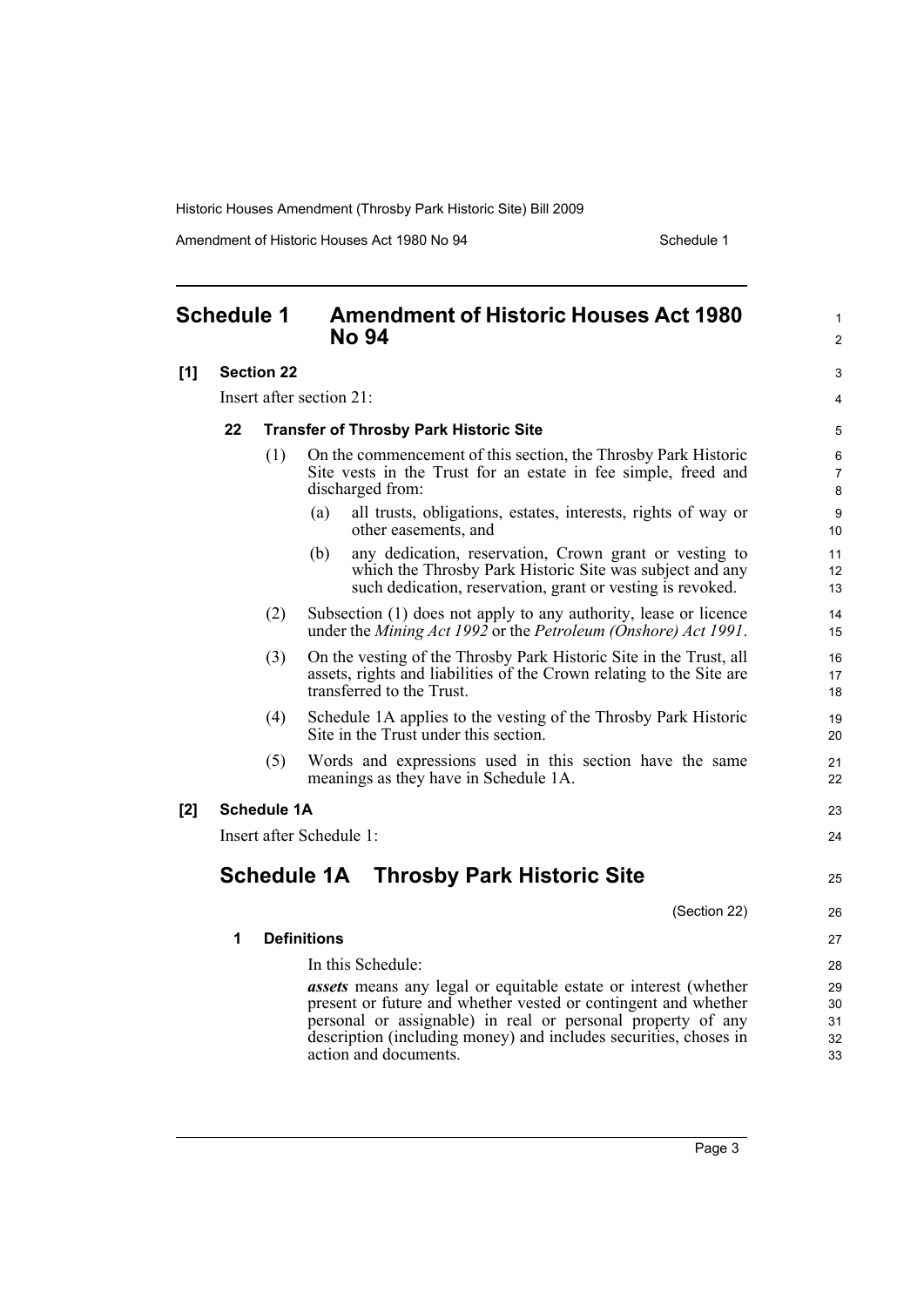# Schedule 1 Amendment of Historic Houses Act 1980 No 94

**[1] Section 22**

Insert after section 21:

### 22 Transfer of Throsby Park Historic Site

(1) On the commencement of this section, the Throsby Park Historic Site vests in the Trust for an estate in fee simple, freed and discharged from:

(a) all trusts, obligations, estates, interests, rights of way or other easements, and

(b) any dedication, reservation, Crown grant or vesting to which the Throsby Park Historic Site was subject and any such dedication, reservation, grant or vesting is revoked.

(2) Subsection (1) does not apply to any authority, lease or licence under the *Mining Act 1992* or the *Petroleum (Onshore) Act 1991*.

(3) On the vesting of the Throsby Park Historic Site in the Trust, all assets, rights and liabilities of the Crown relating to the Site are transferred to the Trust.

(4) Schedule 1A applies to the vesting of the Throsby Park Historic Site in the Trust under this section.

(5) Words and expressions used in this section have the same meanings as they have in Schedule 1A.

**[2] Schedule 1A**

Insert after Schedule 1:

## Schedule 1A Throsby Park Historic Site

(Section 22)

### 1 Definitions

In this Schedule:

***assets*** means any legal or equitable estate or interest (whether present or future and whether vested or contingent and whether personal or assignable) in real or personal property of any description (including money) and includes securities, choses in action and documents.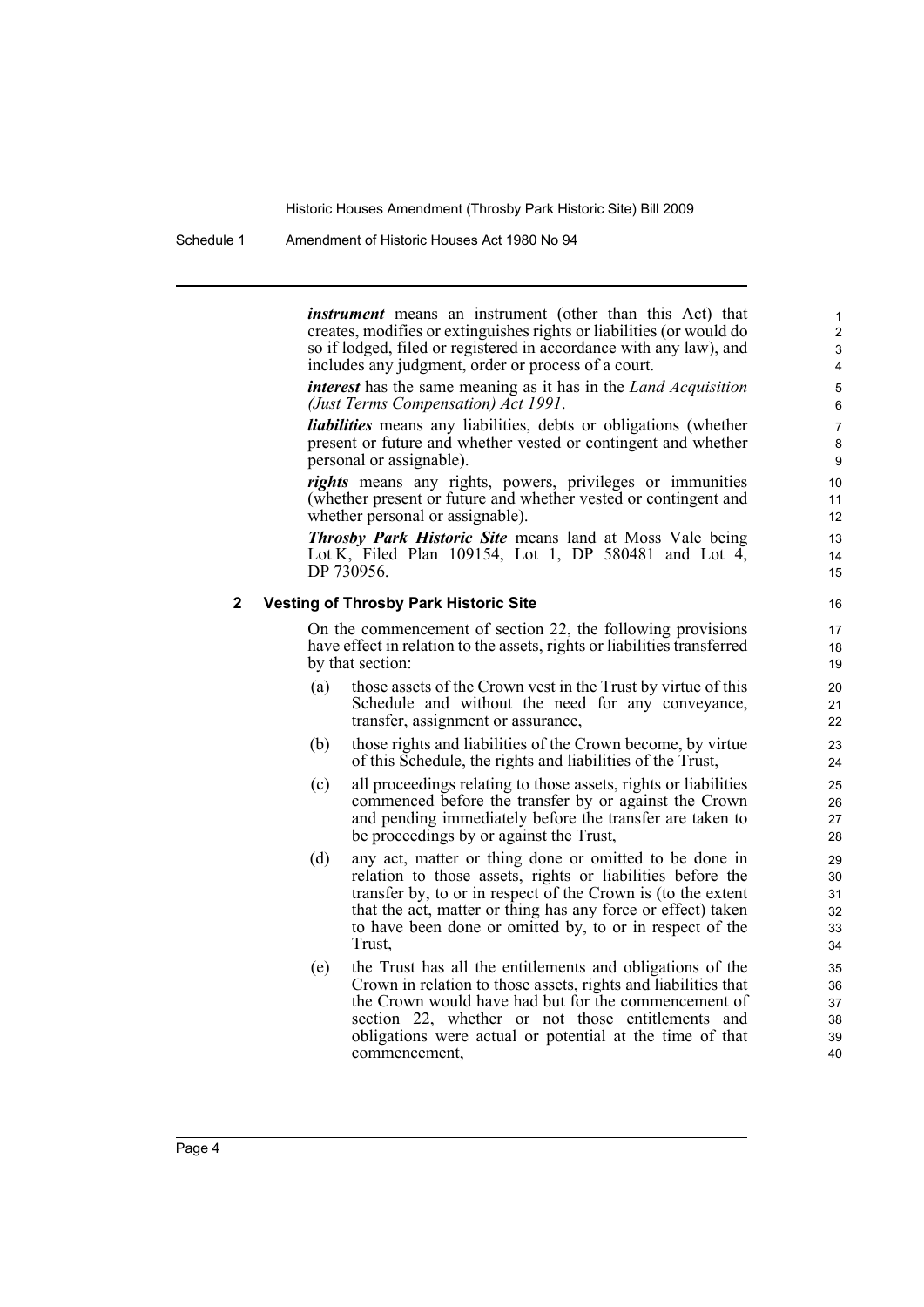***instrument*** means an instrument (other than this Act) that creates, modifies or extinguishes rights or liabilities (or would do so if lodged, filed or registered in accordance with any law), and includes any judgment, order or process of a court.

***interest*** has the same meaning as it has in the *Land Acquisition (Just Terms Compensation) Act 1991*.

***liabilities*** means any liabilities, debts or obligations (whether present or future and whether vested or contingent and whether personal or assignable).

***rights*** means any rights, powers, privileges or immunities (whether present or future and whether vested or contingent and whether personal or assignable).

***Throsby Park Historic Site*** means land at Moss Vale being Lot K, Filed Plan 109154, Lot 1, DP 580481 and Lot 4, DP 730956.

**2 Vesting of Throsby Park Historic Site**

On the commencement of section 22, the following provisions have effect in relation to the assets, rights or liabilities transferred by that section:

(a) those assets of the Crown vest in the Trust by virtue of this Schedule and without the need for any conveyance, transfer, assignment or assurance,

(b) those rights and liabilities of the Crown become, by virtue of this Schedule, the rights and liabilities of the Trust,

(c) all proceedings relating to those assets, rights or liabilities commenced before the transfer by or against the Crown and pending immediately before the transfer are taken to be proceedings by or against the Trust,

(d) any act, matter or thing done or omitted to be done in relation to those assets, rights or liabilities before the transfer by, to or in respect of the Crown is (to the extent that the act, matter or thing has any force or effect) taken to have been done or omitted by, to or in respect of the Trust,

(e) the Trust has all the entitlements and obligations of the Crown in relation to those assets, rights and liabilities that the Crown would have had but for the commencement of section 22, whether or not those entitlements and obligations were actual or potential at the time of that commencement,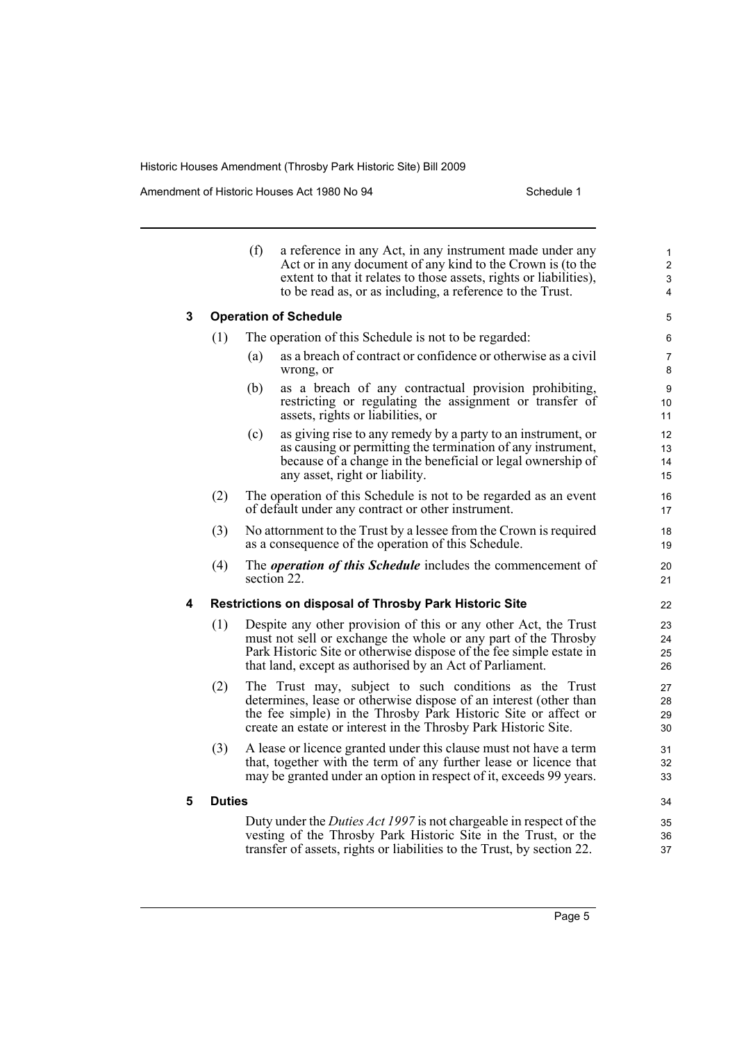(f) a reference in any Act, in any instrument made under any Act or in any document of any kind to the Crown is (to the extent to that it relates to those assets, rights or liabilities), to be read as, or as including, a reference to the Trust.

### 3 Operation of Schedule

(1) The operation of this Schedule is not to be regarded:

(a) as a breach of contract or confidence or otherwise as a civil wrong, or

(b) as a breach of any contractual provision prohibiting, restricting or regulating the assignment or transfer of assets, rights or liabilities, or

(c) as giving rise to any remedy by a party to an instrument, or as causing or permitting the termination of any instrument, because of a change in the beneficial or legal ownership of any asset, right or liability.

(2) The operation of this Schedule is not to be regarded as an event of default under any contract or other instrument.

(3) No attornment to the Trust by a lessee from the Crown is required as a consequence of the operation of this Schedule.

(4) The ***operation of this Schedule*** includes the commencement of section 22.

### 4 Restrictions on disposal of Throsby Park Historic Site

(1) Despite any other provision of this or any other Act, the Trust must not sell or exchange the whole or any part of the Throsby Park Historic Site or otherwise dispose of the fee simple estate in that land, except as authorised by an Act of Parliament.

(2) The Trust may, subject to such conditions as the Trust determines, lease or otherwise dispose of an interest (other than the fee simple) in the Throsby Park Historic Site or affect or create an estate or interest in the Throsby Park Historic Site.

(3) A lease or licence granted under this clause must not have a term that, together with the term of any further lease or licence that may be granted under an option in respect of it, exceeds 99 years.

### 5 Duties

Duty under the *Duties Act 1997* is not chargeable in respect of the vesting of the Throsby Park Historic Site in the Trust, or the transfer of assets, rights or liabilities to the Trust, by section 22.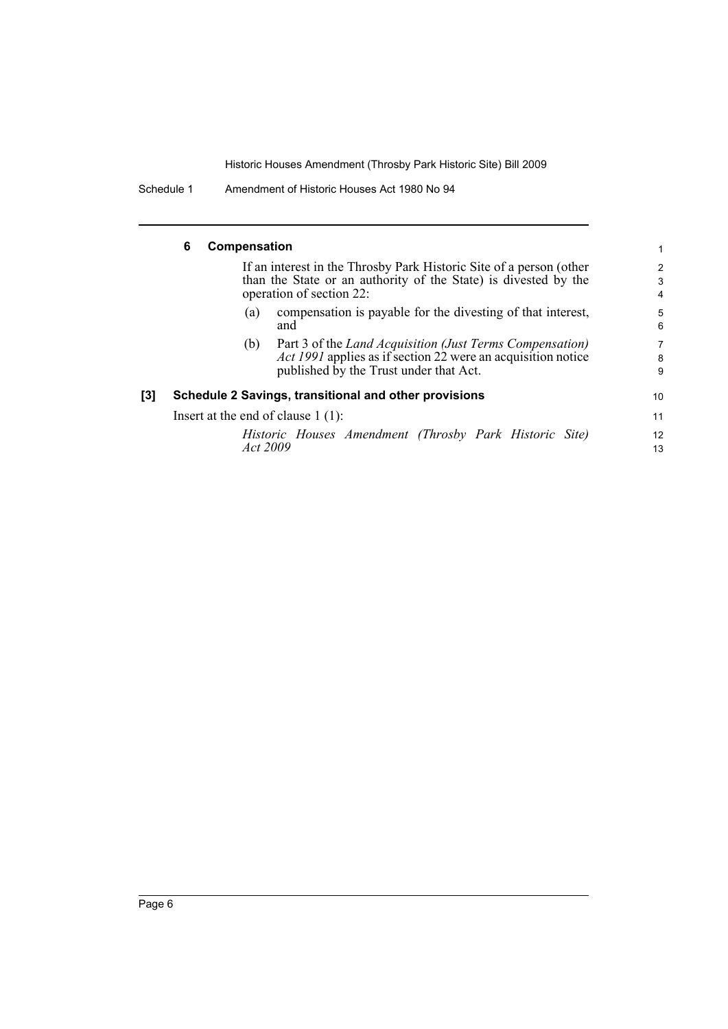### 6 Compensation

If an interest in the Throsby Park Historic Site of a person (other than the State or an authority of the State) is divested by the operation of section 22:

(a) compensation is payable for the divesting of that interest, and

(b) Part 3 of the *Land Acquisition (Just Terms Compensation) Act 1991* applies as if section 22 were an acquisition notice published by the Trust under that Act.

## [3] Schedule 2 Savings, transitional and other provisions

Insert at the end of clause 1 (1):

*Historic Houses Amendment (Throsby Park Historic Site) Act 2009*